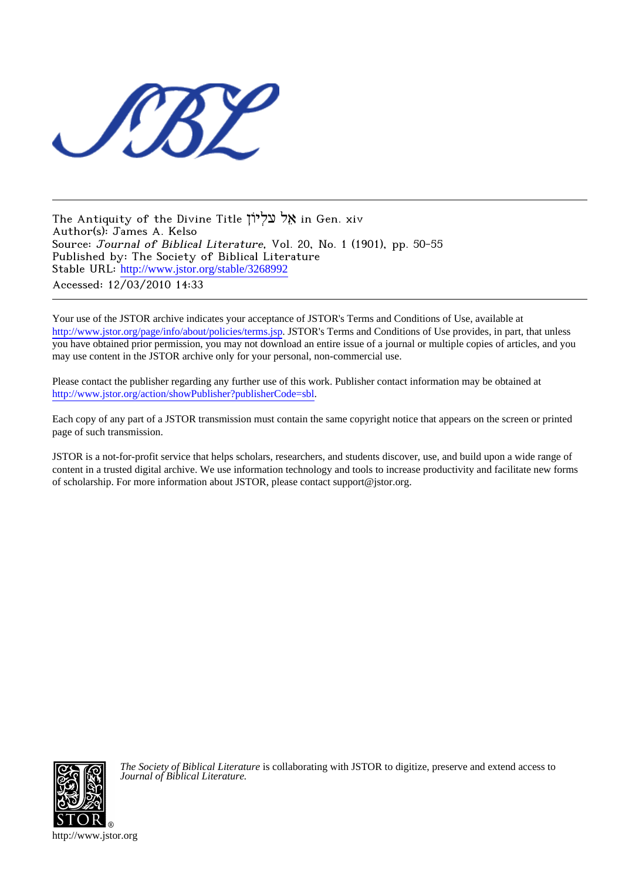The Antiquity of the Divine Title אֵל עֶלְיוֹן in Gen. xiv
Author(s): James A. Kelso
Source: *Journal of Biblical Literature*, Vol. 20, No. 1 (1901), pp. 50-55
Published by: The Society of Biblical Literature
Stable URL: http://www.jstor.org/stable/3268992
Accessed: 12/03/2010 14:33

Your use of the JSTOR archive indicates your acceptance of JSTOR's Terms and Conditions of Use, available at http://www.jstor.org/page/info/about/policies/terms.jsp. JSTOR's Terms and Conditions of Use provides, in part, that unless you have obtained prior permission, you may not download an entire issue of a journal or multiple copies of articles, and you may use content in the JSTOR archive only for your personal, non-commercial use.

Please contact the publisher regarding any further use of this work. Publisher contact information may be obtained at http://www.jstor.org/action/showPublisher?publisherCode=sbl.

Each copy of any part of a JSTOR transmission must contain the same copyright notice that appears on the screen or printed page of such transmission.

JSTOR is a not-for-profit service that helps scholars, researchers, and students discover, use, and build upon a wide range of content in a trusted digital archive. We use information technology and tools to increase productivity and facilitate new forms of scholarship. For more information about JSTOR, please contact support@jstor.org.

*The Society of Biblical Literature* is collaborating with JSTOR to digitize, preserve and extend access to *Journal of Biblical Literature.*

http://www.jstor.org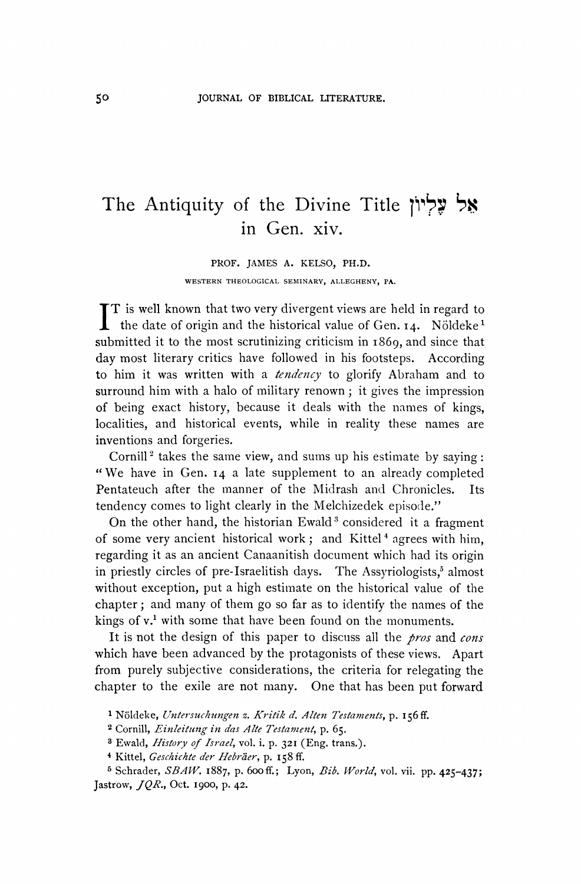# The Antiquity of the Divine Title אֵל עֶלְיוֹן in Gen. xiv.

PROF. JAMES A. KELSO, PH.D.

WESTERN THEOLOGICAL SEMINARY, ALLEGHENY, PA.

It is well known that two very divergent views are held in regard to the date of origin and the historical value of Gen. 14. Nöldeke[1] submitted it to the most scrutinizing criticism in 1869, and since that day most literary critics have followed in his footsteps. According to him it was written with a *tendency* to glorify Abraham and to surround him with a halo of military renown; it gives the impression of being exact history, because it deals with the names of kings, localities, and historical events, while in reality these names are inventions and forgeries.

Cornill[2] takes the same view, and sums up his estimate by saying: "We have in Gen. 14 a late supplement to an already completed Pentateuch after the manner of the Midrash and Chronicles. Its tendency comes to light clearly in the Melchizedek episode."

On the other hand, the historian Ewald[3] considered it a fragment of some very ancient historical work; and Kittel[4] agrees with him, regarding it as an ancient Canaanitish document which had its origin in priestly circles of pre-Israelitish days. The Assyriologists,[5] almost without exception, put a high estimate on the historical value of the chapter; and many of them go so far as to identify the names of the kings of v.[1] with some that have been found on the monuments.

It is not the design of this paper to discuss all the *pros* and *cons* which have been advanced by the protagonists of these views. Apart from purely subjective considerations, the criteria for relegating the chapter to the exile are not many. One that has been put forward

[1] Nöldeke, *Untersuchungen z. Kritik d. Alten Testaments*, p. 156 ff.

[2] Cornill, *Einleitung in das Alte Testament*, p. 65.

[3] Ewald, *History of Israel*, vol. i. p. 321 (Eng. trans.).

[4] Kittel, *Geschichte der Hebräer*, p. 158 ff.

[5] Schrader, *SBAW*. 1887, p. 600 ff.; Lyon, *Bib. World*, vol. vii. pp. 425–437; Jastrow, *JQR.*, Oct. 1900, p. 42.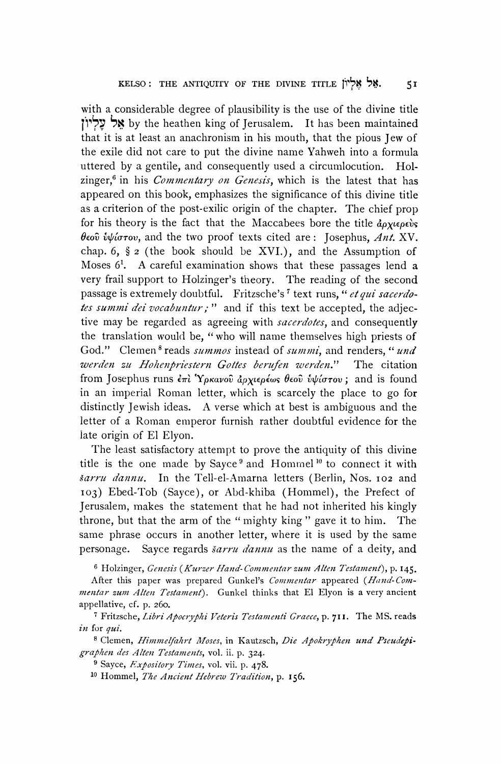with a considerable degree of plausibility is the use of the divine title אֵל עֶלְיוֹן by the heathen king of Jerusalem. It has been maintained that it is at least an anachronism in his mouth, that the pious Jew of the exile did not care to put the divine name Yahweh into a formula uttered by a gentile, and consequently used a circumlocution. Holzinger,[6] in his *Commentary on Genesis*, which is the latest that has appeared on this book, emphasizes the significance of this divine title as a criterion of the post-exilic origin of the chapter. The chief prop for his theory is the fact that the Maccabees bore the title ἀρχιερεὺς θεοῦ ὑψίστου, and the two proof texts cited are: Josephus, *Ant.* XV. chap. 6, § 2 (the book should be XVI.), and the Assumption of Moses 6[1]. A careful examination shows that these passages lend a very frail support to Holzinger's theory. The reading of the second passage is extremely doubtful. Fritzsche's[7] text runs, "*et qui sacerdotes summi dei vocabuntur;*" and if this text be accepted, the adjective may be regarded as agreeing with *sacerdotes*, and consequently the translation would be, "who will name themselves high priests of God." Clemen[8] reads *summos* instead of *summi*, and renders, "*und werden zu Hohenpriestern Gottes berufen werden.*" The citation from Josephus runs ἐπὶ Ὑρκανοῦ ἀρχιερέως θεοῦ ὑψίστου; and is found in an imperial Roman letter, which is scarcely the place to go for distinctly Jewish ideas. A verse which at best is ambiguous and the letter of a Roman emperor furnish rather doubtful evidence for the late origin of El Elyon.

The least satisfactory attempt to prove the antiquity of this divine title is the one made by Sayce[9] and Hommel[10] to connect it with *šarru dannu*. In the Tell-el-Amarna letters (Berlin, Nos. 102 and 103) Ebed-Tob (Sayce), or Abd-khiba (Hommel), the Prefect of Jerusalem, makes the statement that he had not inherited his kingly throne, but that the arm of the "mighty king" gave it to him. The same phrase occurs in another letter, where it is used by the same personage. Sayce regards *šarru dannu* as the name of a deity, and

[6] Holzinger, *Genesis* (*Kurzer Hand-Commentar zum Alten Testament*), p. 145. After this paper was prepared Gunkel's *Commentar* appeared (*Hand-Commentar zum Alten Testament*). Gunkel thinks that El Elyon is a very ancient appellative, cf. p. 260.

[7] Fritzsche, *Libri Apocryphi Veteris Testamenti Graece*, p. 711. The MS. reads *in* for *qui*.

[8] Clemen, *Himmelfahrt Moses*, in Kautzsch, *Die Apokryphen und Pseudepigraphen des Alten Testaments*, vol. ii. p. 324.

[9] Sayce, *Expository Times*, vol. vii. p. 478.

[10] Hommel, *The Ancient Hebrew Tradition*, p. 156.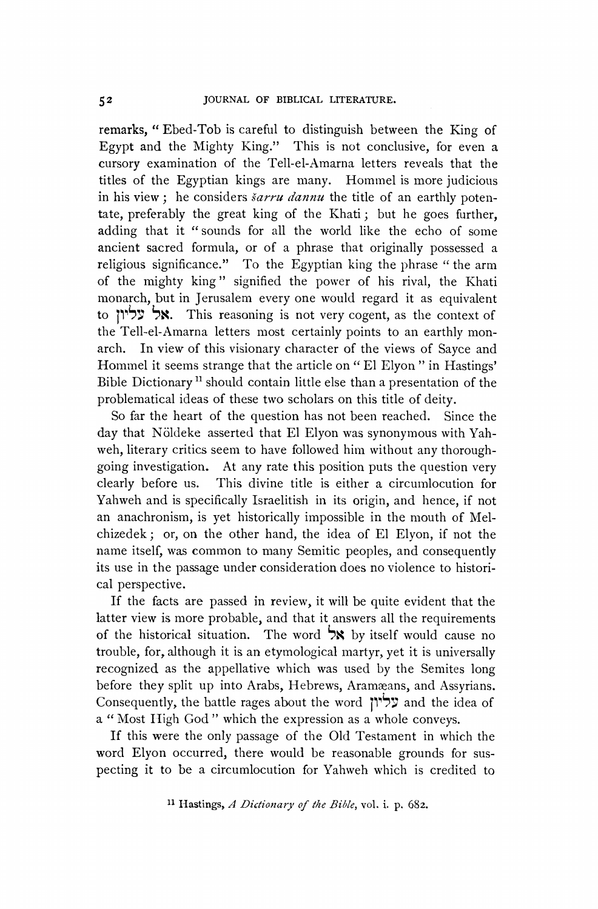remarks, "Ebed-Tob is careful to distinguish between the King of Egypt and the Mighty King." This is not conclusive, for even a cursory examination of the Tell-el-Amarna letters reveals that the titles of the Egyptian kings are many. Hommel is more judicious in his view; he considers *šarru dannu* the title of an earthly potentate, preferably the great king of the Khati; but he goes further, adding that it "sounds for all the world like the echo of some ancient sacred formula, or of a phrase that originally possessed a religious significance." To the Egyptian king the phrase "the arm of the mighty king" signified the power of his rival, the Khati monarch, but in Jerusalem every one would regard it as equivalent to אל עליון. This reasoning is not very cogent, as the context of the Tell-el-Amarna letters most certainly points to an earthly monarch. In view of this visionary character of the views of Sayce and Hommel it seems strange that the article on "El Elyon" in Hastings' Bible Dictionary[11] should contain little else than a presentation of the problematical ideas of these two scholars on this title of deity.

So far the heart of the question has not been reached. Since the day that Nöldeke asserted that El Elyon was synonymous with Yahweh, literary critics seem to have followed him without any thoroughgoing investigation. At any rate this position puts the question very clearly before us. This divine title is either a circumlocution for Yahweh and is specifically Israelitish in its origin, and hence, if not an anachronism, is yet historically impossible in the mouth of Melchizedek; or, on the other hand, the idea of El Elyon, if not the name itself, was common to many Semitic peoples, and consequently its use in the passage under consideration does no violence to historical perspective.

If the facts are passed in review, it will be quite evident that the latter view is more probable, and that it answers all the requirements of the historical situation. The word אל by itself would cause no trouble, for, although it is an etymological martyr, yet it is universally recognized as the appellative which was used by the Semites long before they split up into Arabs, Hebrews, Aramæans, and Assyrians. Consequently, the battle rages about the word עליון and the idea of a "Most High God" which the expression as a whole conveys.

If this were the only passage of the Old Testament in which the word Elyon occurred, there would be reasonable grounds for suspecting it to be a circumlocution for Yahweh which is credited to

[11] Hastings, *A Dictionary of the Bible*, vol. i. p. 682.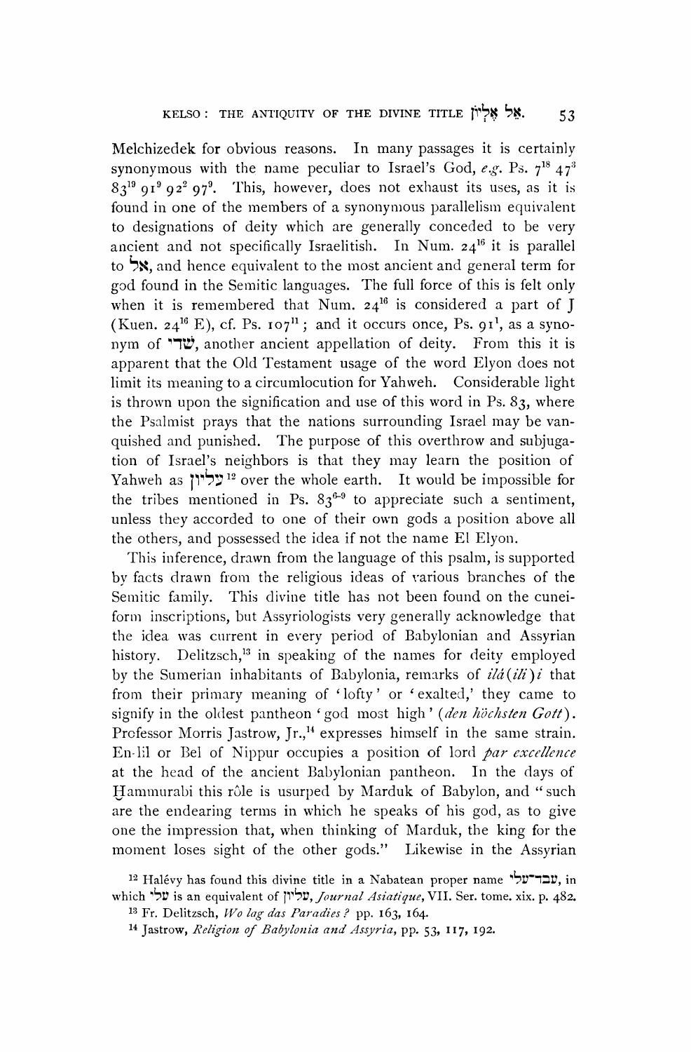Melchizedek for obvious reasons. In many passages it is certainly synonymous with the name peculiar to Israel's God, *e.g.* Ps. 7[18] 47[3] 83[19] 91[9] 92[2] 97[9]. This, however, does not exhaust its uses, as it is found in one of the members of a synonymous parallelism equivalent to designations of deity which are generally conceded to be very ancient and not specifically Israelitish. In Num. 24[16] it is parallel to אל, and hence equivalent to the most ancient and general term for god found in the Semitic languages. The full force of this is felt only when it is remembered that Num. 24[16] is considered a part of J (Kuen. 24[16] E), cf. Ps. 107[11]; and it occurs once, Ps. 91[1], as a synonym of שדי, another ancient appellation of deity. From this it is apparent that the Old Testament usage of the word Elyon does not limit its meaning to a circumlocution for Yahweh. Considerable light is thrown upon the signification and use of this word in Ps. 83, where the Psalmist prays that the nations surrounding Israel may be vanquished and punished. The purpose of this overthrow and subjugation of Israel's neighbors is that they may learn the position of Yahweh as עליון [12] over the whole earth. It would be impossible for the tribes mentioned in Ps. 83[6-9] to appreciate such a sentiment, unless they accorded to one of their own gods a position above all the others, and possessed the idea if not the name El Elyon.

This inference, drawn from the language of this psalm, is supported by facts drawn from the religious ideas of various branches of the Semitic family. This divine title has not been found on the cuneiform inscriptions, but Assyriologists very generally acknowledge that the idea was current in every period of Babylonian and Assyrian history. Delitzsch,[13] in speaking of the names for deity employed by the Sumerian inhabitants of Babylonia, remarks of *ilá* (*ili*) *i* that from their primary meaning of 'lofty' or 'exalted,' they came to signify in the oldest pantheon 'god most high' (*den höchsten Gott*). Professor Morris Jastrow, Jr.,[14] expresses himself in the same strain. En-lil or Bel of Nippur occupies a position of lord *par excellence* at the head of the ancient Babylonian pantheon. In the days of Ḫammurabi this rôle is usurped by Marduk of Babylon, and "such are the endearing terms in which he speaks of his god, as to give one the impression that, when thinking of Marduk, the king for the moment loses sight of the other gods." Likewise in the Assyrian

[12] Halévy has found this divine title in a Nabatean proper name עבד־עלי, in which עלי is an equivalent of עליון, *Journal Asiatique*, VII. Ser. tome. xix. p. 482.

[13] Fr. Delitzsch, *Wo lag das Paradies?* pp. 163, 164.

[14] Jastrow, *Religion of Babylonia and Assyria*, pp. 53, 117, 192.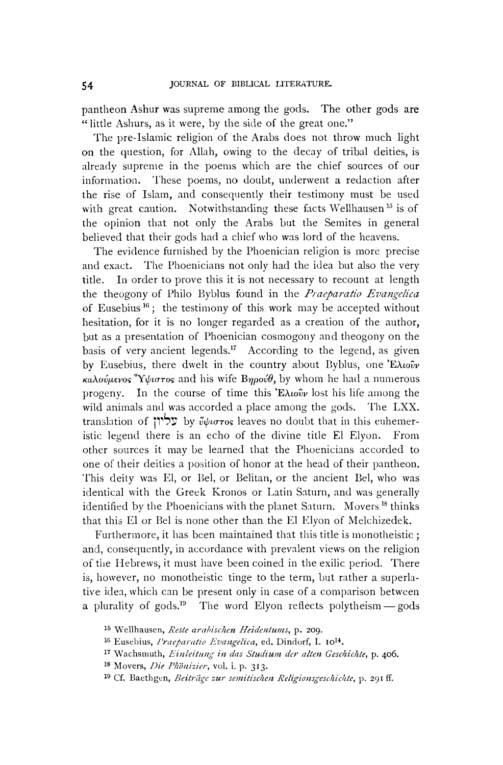pantheon Ashur was supreme among the gods. The other gods are "little Ashurs, as it were, by the side of the great one."

The pre-Islamic religion of the Arabs does not throw much light on the question, for Allah, owing to the decay of tribal deities, is already supreme in the poems which are the chief sources of our information. These poems, no doubt, underwent a redaction after the rise of Islam, and consequently their testimony must be used with great caution. Notwithstanding these facts Wellhausen[15] is of the opinion that not only the Arabs but the Semites in general believed that their gods had a chief who was lord of the heavens.

The evidence furnished by the Phoenician religion is more precise and exact. The Phoenicians not only had the idea but also the very title. In order to prove this it is not necessary to recount at length the theogony of Philo Byblus found in the *Praeparatio Evangelica* of Eusebius[16]; the testimony of this work may be accepted without hesitation, for it is no longer regarded as a creation of the author, but as a presentation of Phoenician cosmogony and theogony on the basis of very ancient legends.[17] According to the legend, as given by Eusebius, there dwelt in the country about Byblus, one Ἐλιοῦν καλούμενος Ὕψιστος and his wife Βηρούθ, by whom he had a numerous progeny. In the course of time this Ἐλιοῦν lost his life among the wild animals and was accorded a place among the gods. The LXX. translation of עליון by ὕψιστος leaves no doubt that in this euhemeristic legend there is an echo of the divine title El Elyon. From other sources it may be learned that the Phoenicians accorded to one of their deities a position of honor at the head of their pantheon. This deity was El, or Bel, or Belitan, or the ancient Bel, who was identical with the Greek Kronos or Latin Saturn, and was generally identified by the Phoenicians with the planet Saturn. Movers[18] thinks that this El or Bel is none other than the El Elyon of Melchizedek.

Furthermore, it has been maintained that this title is monotheistic; and, consequently, in accordance with prevalent views on the religion of the Hebrews, it must have been coined in the exilic period. There is, however, no monotheistic tinge to the term, but rather a superlative idea, which can be present only in case of a comparison between a plurality of gods.[19] The word Elyon reflects polytheism — gods

[15] Wellhausen, *Reste arabischen Heidentums*, p. 209.

[16] Eusebius, *Praeparatio Evangelica*, ed. Dindorf, I. 10[14].

[17] Wachsmuth, *Einleitung in das Studium der alten Geschichte*, p. 406.

[18] Movers, *Die Phönizier*, vol. i. p. 313.

[19] Cf. Baethgen, *Beiträge zur semitischen Religionsgeschichte*, p. 291 ff.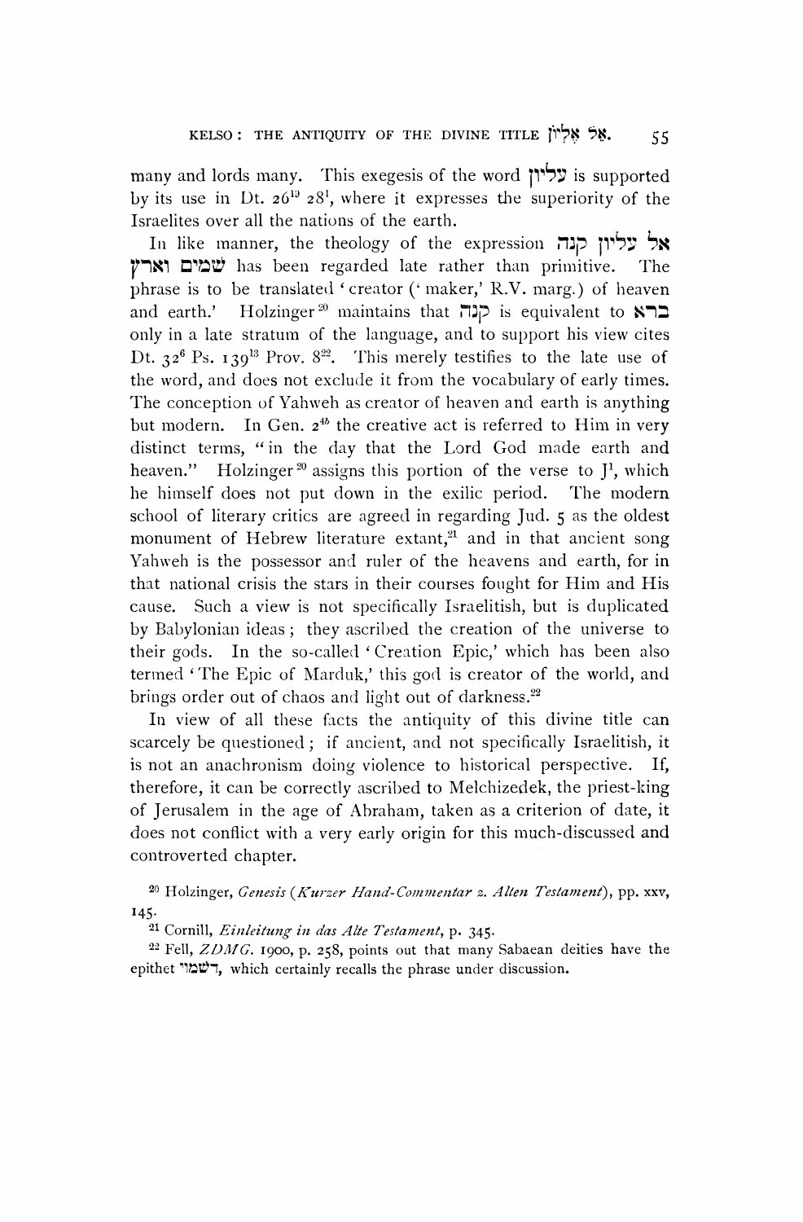many and lords many. This exegesis of the word עליון is supported by its use in Dt. 26[19] 28[1], where it expresses the superiority of the Israelites over all the nations of the earth.

In like manner, the theology of the expression אל עליון קנה שמים וארץ has been regarded late rather than primitive. The phrase is to be translated 'creator (' maker,' R.V. marg.) of heaven and earth.' Holzinger[20] maintains that קנה is equivalent to ברא only in a late stratum of the language, and to support his view cites Dt. 32[6] Ps. 139[13] Prov. 8[22]. This merely testifies to the late use of the word, and does not exclude it from the vocabulary of early times. The conception of Yahweh as creator of heaven and earth is anything but modern. In Gen. 2[4b] the creative act is referred to Him in very distinct terms, "in the day that the Lord God made earth and heaven." Holzinger[20] assigns this portion of the verse to J[1], which he himself does not put down in the exilic period. The modern school of literary critics are agreed in regarding Jud. 5 as the oldest monument of Hebrew literature extant,[21] and in that ancient song Yahweh is the possessor and ruler of the heavens and earth, for in that national crisis the stars in their courses fought for Him and His cause. Such a view is not specifically Israelitish, but is duplicated by Babylonian ideas; they ascribed the creation of the universe to their gods. In the so-called 'Creation Epic,' which has been also termed 'The Epic of Marduk,' this god is creator of the world, and brings order out of chaos and light out of darkness.[22]

In view of all these facts the antiquity of this divine title can scarcely be questioned; if ancient, and not specifically Israelitish, it is not an anachronism doing violence to historical perspective. If, therefore, it can be correctly ascribed to Melchizedek, the priest-king of Jerusalem in the age of Abraham, taken as a criterion of date, it does not conflict with a very early origin for this much-discussed and controverted chapter.

[20] Holzinger, *Genesis* (*Kurzer Hand-Commentar z. Alten Testament*), pp. xxv, 145.

[21] Cornill, *Einleitung in das Alte Testament*, p. 345.

[22] Fell, *ZDMG.* 1900, p. 258, points out that many Sabaean deities have the epithet דשמוי, which certainly recalls the phrase under discussion.